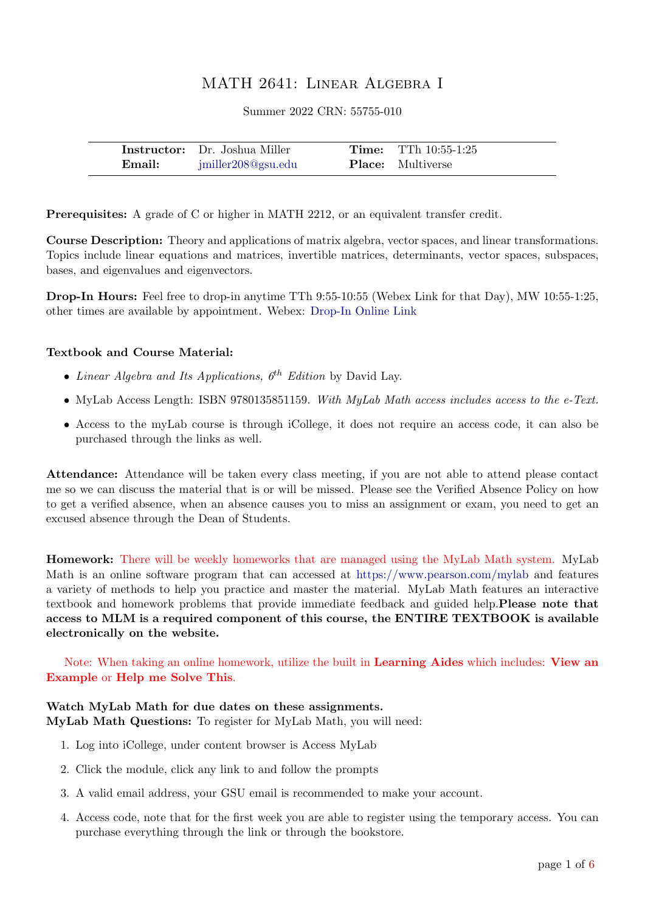# MATH 2641: Linear Algebra I

Summer 2022 CRN: 55755-010

| | | | |
|---|---|---|---|
| **Instructor:** | Dr. Joshua Miller | **Time:** | TTh 10:55-1:25 |
| **Email:** | jmiller208@gsu.edu | **Place:** | Multiverse |

**Prerequisites:** A grade of C or higher in MATH 2212, or an equivalent transfer credit.

**Course Description:** Theory and applications of matrix algebra, vector spaces, and linear transformations. Topics include linear equations and matrices, invertible matrices, determinants, vector spaces, subspaces, bases, and eigenvalues and eigenvectors.

**Drop-In Hours:** Feel free to drop-in anytime TTh 9:55-10:55 (Webex Link for that Day), MW 10:55-1:25, other times are available by appointment. Webex: Drop-In Online Link

**Textbook and Course Material:**

- *Linear Algebra and Its Applications, 6th Edition* by David Lay.
- MyLab Access Length: ISBN 9780135851159. *With MyLab Math access includes access to the e-Text.*
- Access to the myLab course is through iCollege, it does not require an access code, it can also be purchased through the links as well.

**Attendance:** Attendance will be taken every class meeting, if you are not able to attend please contact me so we can discuss the material that is or will be missed. Please see the Verified Absence Policy on how to get a verified absence, when an absence causes you to miss an assignment or exam, you need to get an excused absence through the Dean of Students.

**Homework:** There will be weekly homeworks that are managed using the MyLab Math system. MyLab Math is an online software program that can accessed at https://www.pearson.com/mylab and features a variety of methods to help you practice and master the material. MyLab Math features an interactive textbook and homework problems that provide immediate feedback and guided help.**Please note that access to MLM is a required component of this course, the ENTIRE TEXTBOOK is available electronically on the website.**

Note: When taking an online homework, utilize the built in **Learning Aides** which includes: **View an Example** or **Help me Solve This**.

**Watch MyLab Math for due dates on these assignments.**
**MyLab Math Questions:** To register for MyLab Math, you will need:

1. Log into iCollege, under content browser is Access MyLab
2. Click the module, click any link to and follow the prompts
3. A valid email address, your GSU email is recommended to make your account.
4. Access code, note that for the first week you are able to register using the temporary access. You can purchase everything through the link or through the bookstore.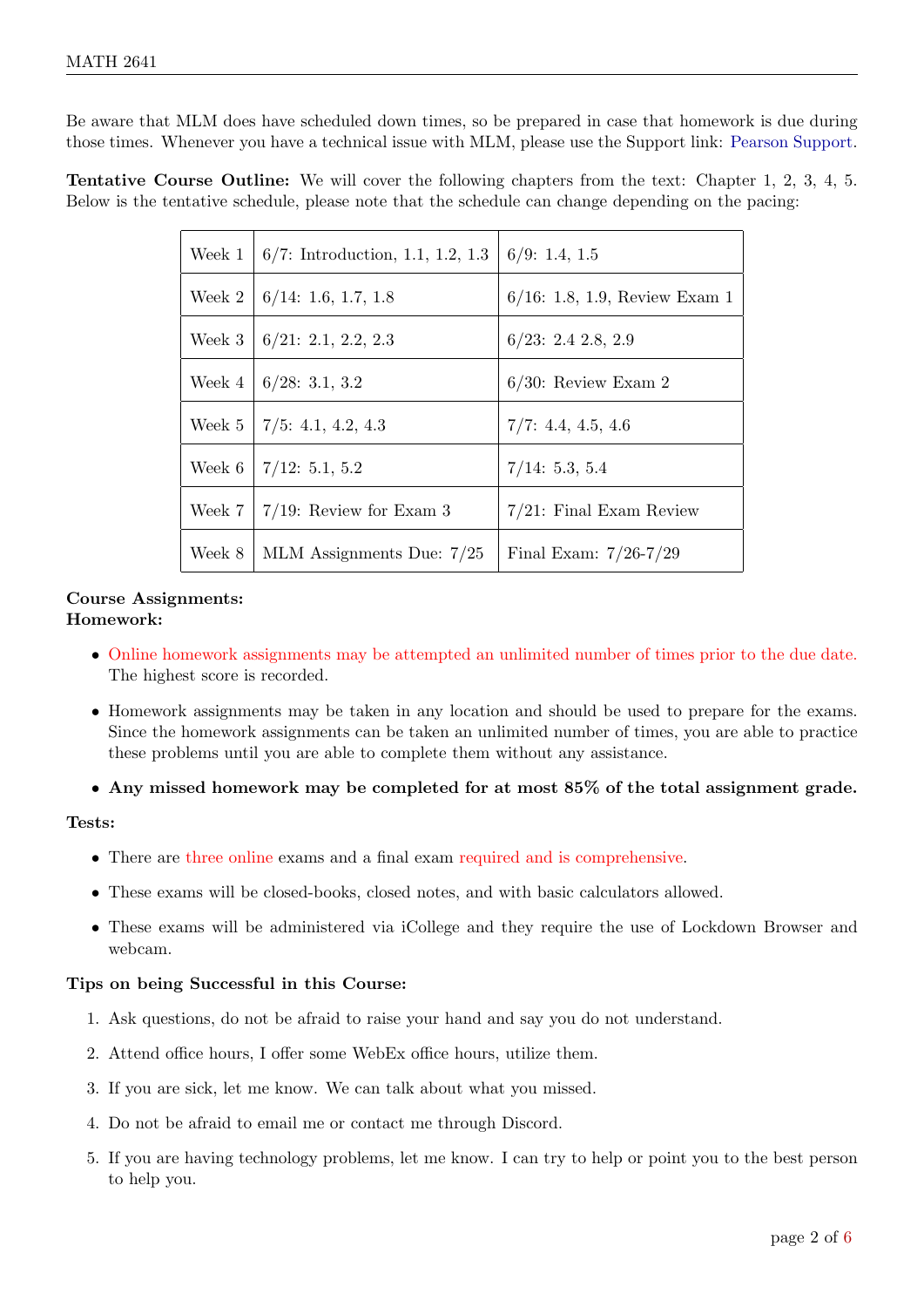Be aware that MLM does have scheduled down times, so be prepared in case that homework is due during those times. Whenever you have a technical issue with MLM, please use the Support link: Pearson Support.

**Tentative Course Outline:** We will cover the following chapters from the text: Chapter 1, 2, 3, 4, 5. Below is the tentative schedule, please note that the schedule can change depending on the pacing:

| | | |
|---|---|---|
| Week 1 | 6/7: Introduction, 1.1, 1.2, 1.3 | 6/9: 1.4, 1.5 |
| Week 2 | 6/14: 1.6, 1.7, 1.8 | 6/16: 1.8, 1.9, Review Exam 1 |
| Week 3 | 6/21: 2.1, 2.2, 2.3 | 6/23: 2.4 2.8, 2.9 |
| Week 4 | 6/28: 3.1, 3.2 | 6/30: Review Exam 2 |
| Week 5 | 7/5: 4.1, 4.2, 4.3 | 7/7: 4.4, 4.5, 4.6 |
| Week 6 | 7/12: 5.1, 5.2 | 7/14: 5.3, 5.4 |
| Week 7 | 7/19: Review for Exam 3 | 7/21: Final Exam Review |
| Week 8 | MLM Assignments Due: 7/25 | Final Exam: 7/26-7/29 |

**Course Assignments:**
**Homework:**

- Online homework assignments may be attempted an unlimited number of times prior to the due date. The highest score is recorded.
- Homework assignments may be taken in any location and should be used to prepare for the exams. Since the homework assignments can be taken an unlimited number of times, you are able to practice these problems until you are able to complete them without any assistance.
- **Any missed homework may be completed for at most 85% of the total assignment grade.**

**Tests:**

- There are three online exams and a final exam required and is comprehensive.
- These exams will be closed-books, closed notes, and with basic calculators allowed.
- These exams will be administered via iCollege and they require the use of Lockdown Browser and webcam.

**Tips on being Successful in this Course:**

1. Ask questions, do not be afraid to raise your hand and say you do not understand.
2. Attend office hours, I offer some WebEx office hours, utilize them.
3. If you are sick, let me know. We can talk about what you missed.
4. Do not be afraid to email me or contact me through Discord.
5. If you are having technology problems, let me know. I can try to help or point you to the best person to help you.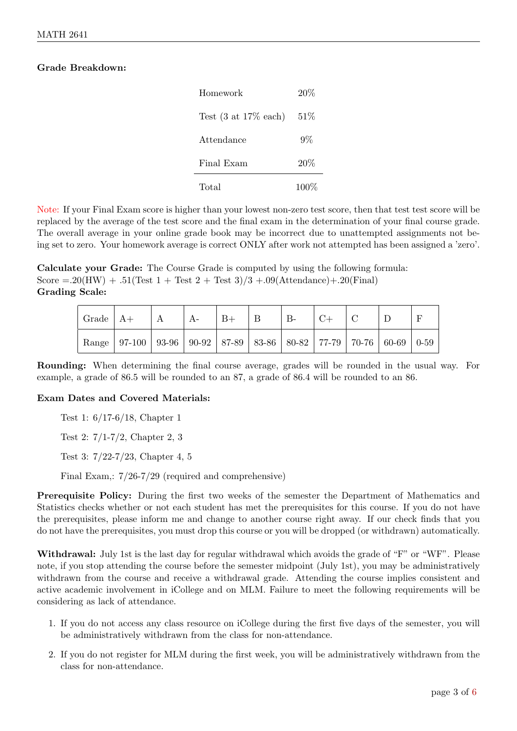**Grade Breakdown:**

| | |
|---|---|
| Homework | 20% |
| Test (3 at 17% each) | 51% |
| Attendance | 9% |
| Final Exam | 20% |
| Total | 100% |

Note: If your Final Exam score is higher than your lowest non-zero test score, then that test test score will be replaced by the average of the test score and the final exam in the determination of your final course grade. The overall average in your online grade book may be incorrect due to unattempted assignments not being set to zero. Your homework average is correct ONLY after work not attempted has been assigned a 'zero'.

**Calculate your Grade:** The Course Grade is computed by using the following formula:
Score =.20(HW) + .51(Test 1 + Test 2 + Test 3)/3 +.09(Attendance)+.20(Final)

**Grading Scale:**

| Grade | A+ | A | A- | B+ | B | B- | C+ | C | D | F |
|---|---|---|---|---|---|---|---|---|---|---|
| Range | 97-100 | 93-96 | 90-92 | 87-89 | 83-86 | 80-82 | 77-79 | 70-76 | 60-69 | 0-59 |

**Rounding:** When determining the final course average, grades will be rounded in the usual way. For example, a grade of 86.5 will be rounded to an 87, a grade of 86.4 will be rounded to an 86.

**Exam Dates and Covered Materials:**

Test 1: 6/17-6/18, Chapter 1

Test 2: 7/1-7/2, Chapter 2, 3

Test 3: 7/22-7/23, Chapter 4, 5

Final Exam,: 7/26-7/29 (required and comprehensive)

**Prerequisite Policy:** During the first two weeks of the semester the Department of Mathematics and Statistics checks whether or not each student has met the prerequisites for this course. If you do not have the prerequisites, please inform me and change to another course right away. If our check finds that you do not have the prerequisites, you must drop this course or you will be dropped (or withdrawn) automatically.

**Withdrawal:** July 1st is the last day for regular withdrawal which avoids the grade of "F" or "WF". Please note, if you stop attending the course before the semester midpoint (July 1st), you may be administratively withdrawn from the course and receive a withdrawal grade. Attending the course implies consistent and active academic involvement in iCollege and on MLM. Failure to meet the following requirements will be considering as lack of attendance.

1. If you do not access any class resource on iCollege during the first five days of the semester, you will be administratively withdrawn from the class for non-attendance.
2. If you do not register for MLM during the first week, you will be administratively withdrawn from the class for non-attendance.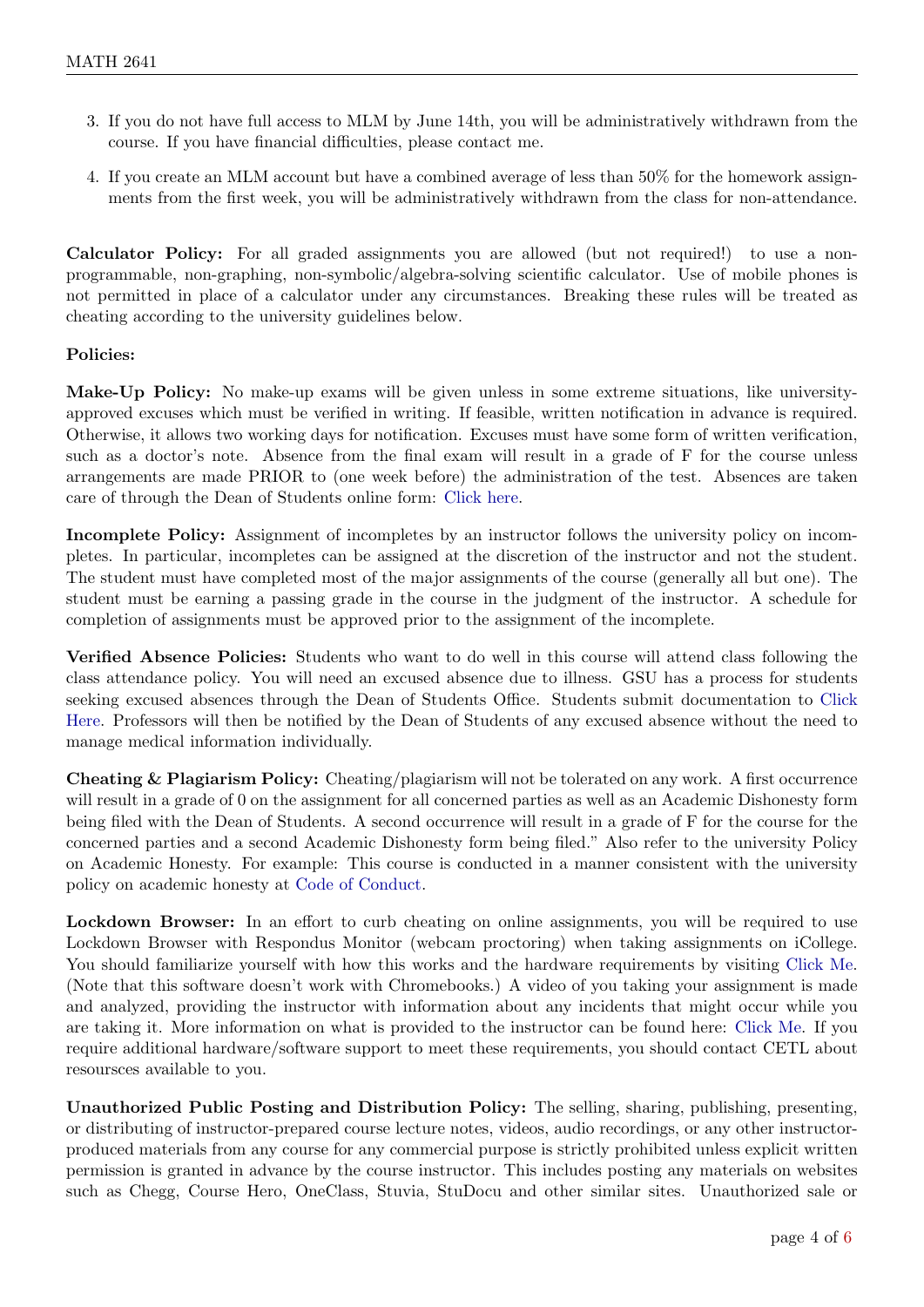3. If you do not have full access to MLM by June 14th, you will be administratively withdrawn from the course. If you have financial difficulties, please contact me.

4. If you create an MLM account but have a combined average of less than 50% for the homework assignments from the first week, you will be administratively withdrawn from the class for non-attendance.

**Calculator Policy:** For all graded assignments you are allowed (but not required!) to use a non-programmable, non-graphing, non-symbolic/algebra-solving scientific calculator. Use of mobile phones is not permitted in place of a calculator under any circumstances. Breaking these rules will be treated as cheating according to the university guidelines below.

**Policies:**

**Make-Up Policy:** No make-up exams will be given unless in some extreme situations, like university-approved excuses which must be verified in writing. If feasible, written notification in advance is required. Otherwise, it allows two working days for notification. Excuses must have some form of written verification, such as a doctor's note. Absence from the final exam will result in a grade of F for the course unless arrangements are made PRIOR to (one week before) the administration of the test. Absences are taken care of through the Dean of Students online form: Click here.

**Incomplete Policy:** Assignment of incompletes by an instructor follows the university policy on incompletes. In particular, incompletes can be assigned at the discretion of the instructor and not the student. The student must have completed most of the major assignments of the course (generally all but one). The student must be earning a passing grade in the course in the judgment of the instructor. A schedule for completion of assignments must be approved prior to the assignment of the incomplete.

**Verified Absence Policies:** Students who want to do well in this course will attend class following the class attendance policy. You will need an excused absence due to illness. GSU has a process for students seeking excused absences through the Dean of Students Office. Students submit documentation to Click Here. Professors will then be notified by the Dean of Students of any excused absence without the need to manage medical information individually.

**Cheating & Plagiarism Policy:** Cheating/plagiarism will not be tolerated on any work. A first occurrence will result in a grade of 0 on the assignment for all concerned parties as well as an Academic Dishonesty form being filed with the Dean of Students. A second occurrence will result in a grade of F for the course for the concerned parties and a second Academic Dishonesty form being filed." Also refer to the university Policy on Academic Honesty. For example: This course is conducted in a manner consistent with the university policy on academic honesty at Code of Conduct.

**Lockdown Browser:** In an effort to curb cheating on online assignments, you will be required to use Lockdown Browser with Respondus Monitor (webcam proctoring) when taking assignments on iCollege. You should familiarize yourself with how this works and the hardware requirements by visiting Click Me. (Note that this software doesn't work with Chromebooks.) A video of you taking your assignment is made and analyzed, providing the instructor with information about any incidents that might occur while you are taking it. More information on what is provided to the instructor can be found here: Click Me. If you require additional hardware/software support to meet these requirements, you should contact CETL about resoursces available to you.

**Unauthorized Public Posting and Distribution Policy:** The selling, sharing, publishing, presenting, or distributing of instructor-prepared course lecture notes, videos, audio recordings, or any other instructor-produced materials from any course for any commercial purpose is strictly prohibited unless explicit written permission is granted in advance by the course instructor. This includes posting any materials on websites such as Chegg, Course Hero, OneClass, Stuvia, StuDocu and other similar sites. Unauthorized sale or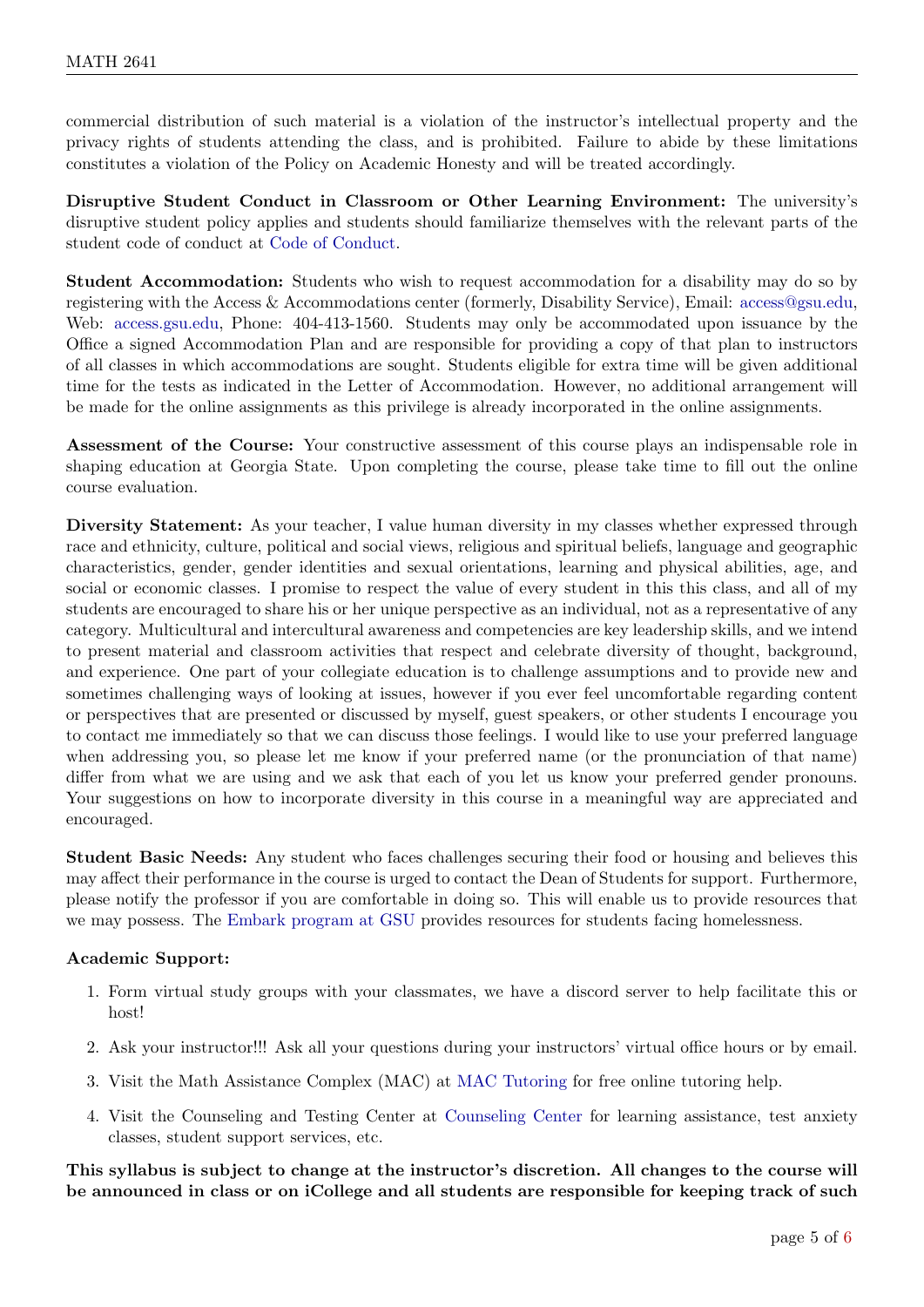commercial distribution of such material is a violation of the instructor's intellectual property and the privacy rights of students attending the class, and is prohibited. Failure to abide by these limitations constitutes a violation of the Policy on Academic Honesty and will be treated accordingly.

**Disruptive Student Conduct in Classroom or Other Learning Environment:** The university's disruptive student policy applies and students should familiarize themselves with the relevant parts of the student code of conduct at Code of Conduct.

**Student Accommodation:** Students who wish to request accommodation for a disability may do so by registering with the Access & Accommodations center (formerly, Disability Service), Email: access@gsu.edu, Web: access.gsu.edu, Phone: 404-413-1560. Students may only be accommodated upon issuance by the Office a signed Accommodation Plan and are responsible for providing a copy of that plan to instructors of all classes in which accommodations are sought. Students eligible for extra time will be given additional time for the tests as indicated in the Letter of Accommodation. However, no additional arrangement will be made for the online assignments as this privilege is already incorporated in the online assignments.

**Assessment of the Course:** Your constructive assessment of this course plays an indispensable role in shaping education at Georgia State. Upon completing the course, please take time to fill out the online course evaluation.

**Diversity Statement:** As your teacher, I value human diversity in my classes whether expressed through race and ethnicity, culture, political and social views, religious and spiritual beliefs, language and geographic characteristics, gender, gender identities and sexual orientations, learning and physical abilities, age, and social or economic classes. I promise to respect the value of every student in this this class, and all of my students are encouraged to share his or her unique perspective as an individual, not as a representative of any category. Multicultural and intercultural awareness and competencies are key leadership skills, and we intend to present material and classroom activities that respect and celebrate diversity of thought, background, and experience. One part of your collegiate education is to challenge assumptions and to provide new and sometimes challenging ways of looking at issues, however if you ever feel uncomfortable regarding content or perspectives that are presented or discussed by myself, guest speakers, or other students I encourage you to contact me immediately so that we can discuss those feelings. I would like to use your preferred language when addressing you, so please let me know if your preferred name (or the pronunciation of that name) differ from what we are using and we ask that each of you let us know your preferred gender pronouns. Your suggestions on how to incorporate diversity in this course in a meaningful way are appreciated and encouraged.

**Student Basic Needs:** Any student who faces challenges securing their food or housing and believes this may affect their performance in the course is urged to contact the Dean of Students for support. Furthermore, please notify the professor if you are comfortable in doing so. This will enable us to provide resources that we may possess. The Embark program at GSU provides resources for students facing homelessness.

**Academic Support:**

1. Form virtual study groups with your classmates, we have a discord server to help facilitate this or host!
2. Ask your instructor!!! Ask all your questions during your instructors' virtual office hours or by email.
3. Visit the Math Assistance Complex (MAC) at MAC Tutoring for free online tutoring help.
4. Visit the Counseling and Testing Center at Counseling Center for learning assistance, test anxiety classes, student support services, etc.

**This syllabus is subject to change at the instructor's discretion. All changes to the course will be announced in class or on iCollege and all students are responsible for keeping track of such**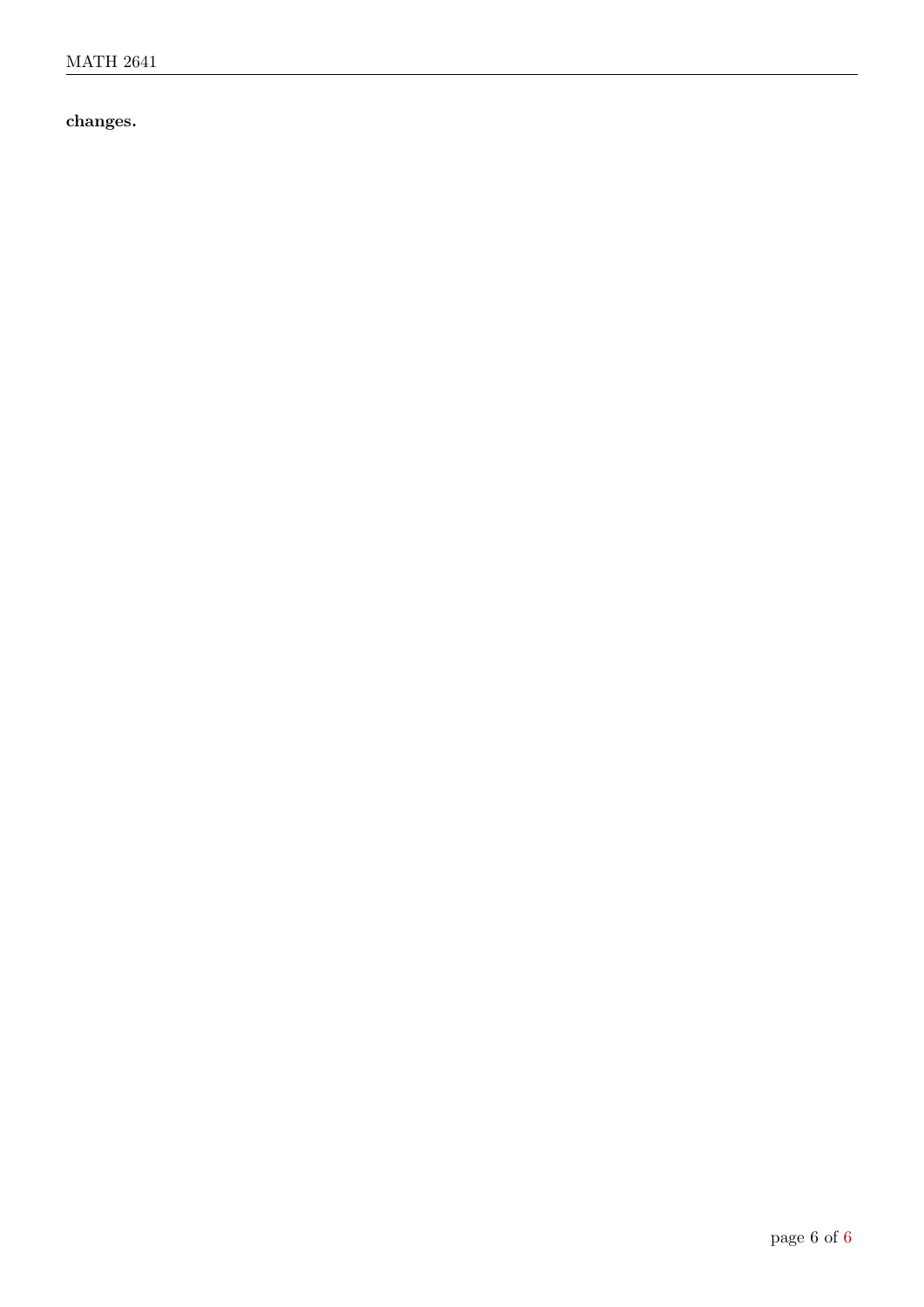**changes.**